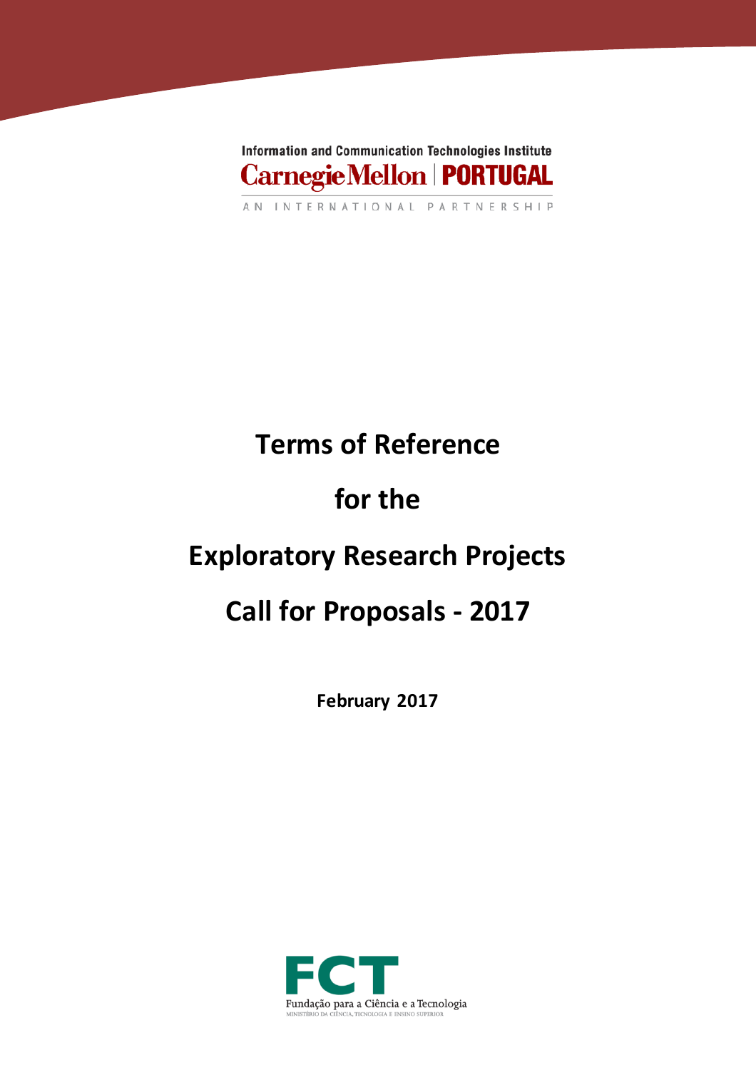Information and Communication Technologies Institute

Carnegie Mellon | PORTUGAL

AN INTERNATIONAL PARTNERSHIP

# Terms of Reference

# for the

# Exploratory Research Projects

# Call for Proposals - 2017

**February 2017**

FCT

Fundação para a Ciência e a Tecnologia

MINISTÉRIO DA CIÊNCIA, TECNOLOGIA E ENSINO SUPERIOR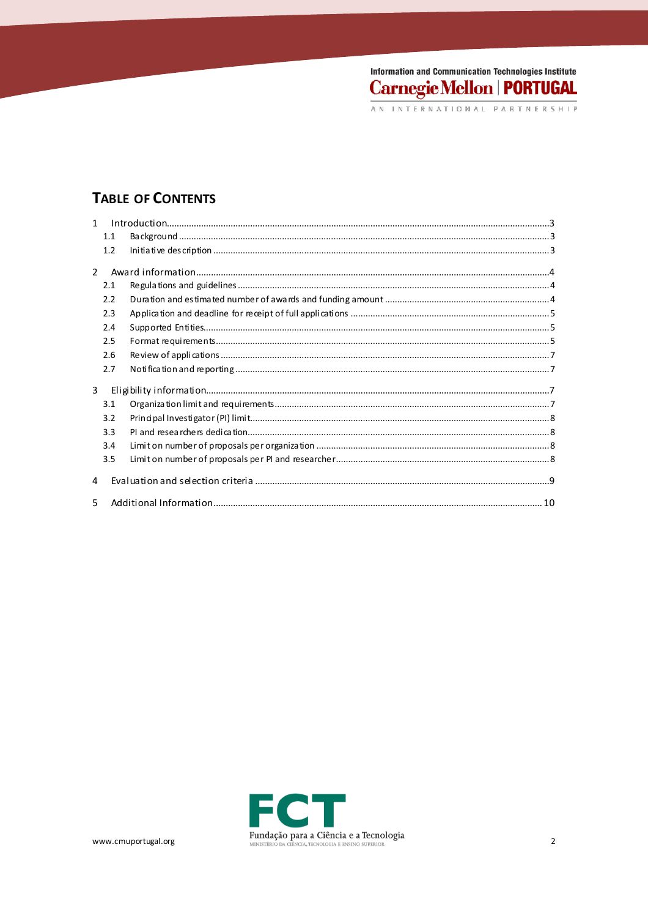# Table of Contents

1 Introduction...3
- 1.1 Background ...3
- 1.2 Initiative description ...3

2 Award information...4
- 2.1 Regulations and guidelines ...4
- 2.2 Duration and estimated number of awards and funding amount ...4
- 2.3 Application and deadline for receipt of full applications ...5
- 2.4 Supported Entities...5
- 2.5 Format requirements...5
- 2.6 Review of applications ...7
- 2.7 Notification and reporting ...7

3 Eligibility information...7
- 3.1 Organization limit and requirements...7
- 3.2 Principal Investigator (PI) limit...8
- 3.3 PI and researchers dedication...8
- 3.4 Limit on number of proposals per organization ...8
- 3.5 Limit on number of proposals per PI and researcher...8

4 Evaluation and selection criteria ...9

5 Additional Information...10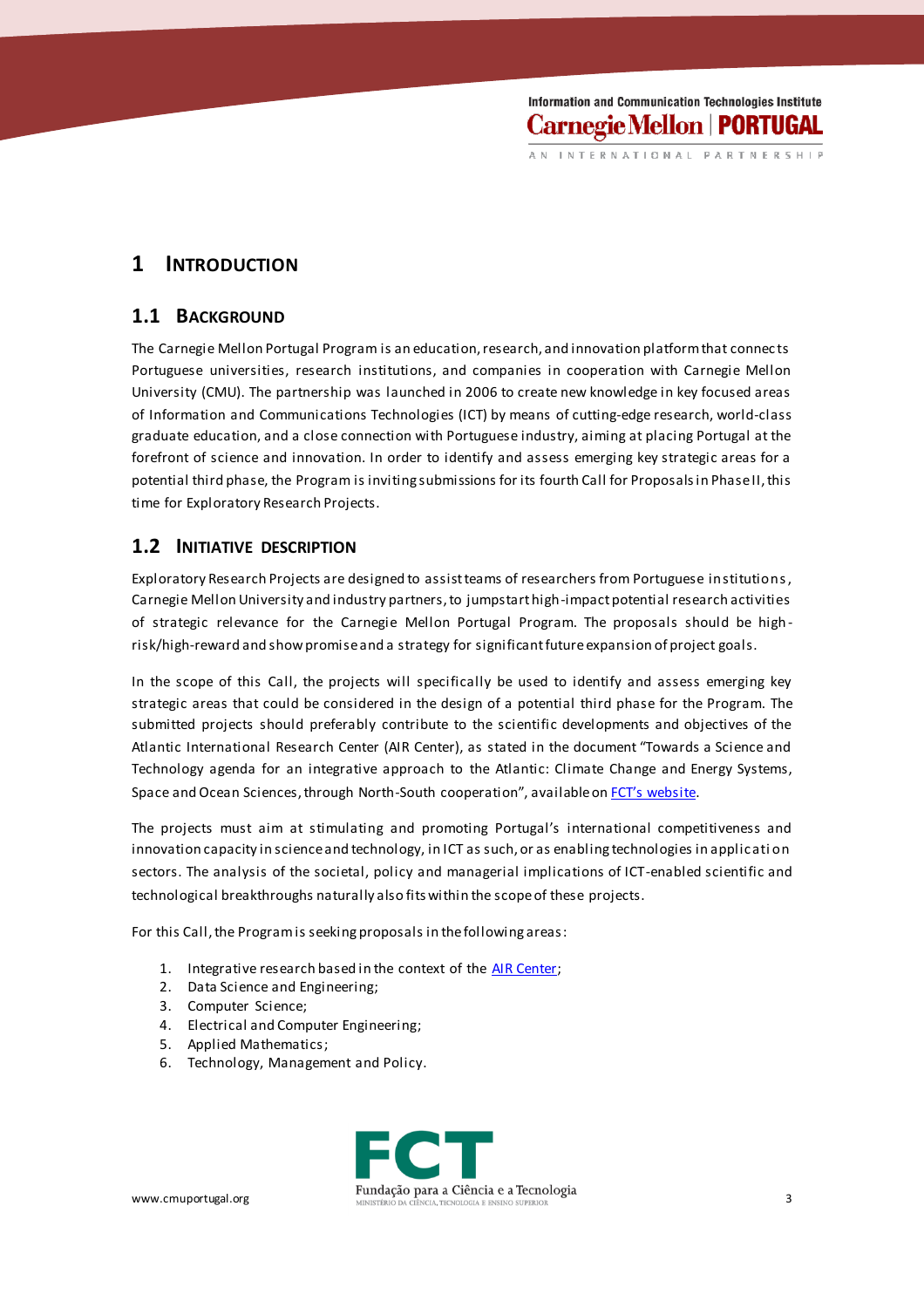# 1 INTRODUCTION

## 1.1 BACKGROUND

The Carnegie Mellon Portugal Program is an education, research, and innovation platform that connects Portuguese universities, research institutions, and companies in cooperation with Carnegie Mellon University (CMU). The partnership was launched in 2006 to create new knowledge in key focused areas of Information and Communications Technologies (ICT) by means of cutting-edge research, world-class graduate education, and a close connection with Portuguese industry, aiming at placing Portugal at the forefront of science and innovation. In order to identify and assess emerging key strategic areas for a potential third phase, the Program is inviting submissions for its fourth Call for Proposals in Phase II, this time for Exploratory Research Projects.

## 1.2 INITIATIVE DESCRIPTION

Exploratory Research Projects are designed to assist teams of researchers from Portuguese institutions, Carnegie Mellon University and industry partners, to jumpstart high-impact potential research activities of strategic relevance for the Carnegie Mellon Portugal Program. The proposals should be high-risk/high-reward and show promise and a strategy for significant future expansion of project goals.

In the scope of this Call, the projects will specifically be used to identify and assess emerging key strategic areas that could be considered in the design of a potential third phase for the Program. The submitted projects should preferably contribute to the scientific developments and objectives of the Atlantic International Research Center (AIR Center), as stated in the document "Towards a Science and Technology agenda for an integrative approach to the Atlantic: Climate Change and Energy Systems, Space and Ocean Sciences, through North-South cooperation", available on [FCT's website](#).

The projects must aim at stimulating and promoting Portugal's international competitiveness and innovation capacity in science and technology, in ICT as such, or as enabling technologies in application sectors. The analysis of the societal, policy and managerial implications of ICT-enabled scientific and technological breakthroughs naturally also fits within the scope of these projects.

For this Call, the Program is seeking proposals in the following areas:

1. Integrative research based in the context of the [AIR Center](#);
2. Data Science and Engineering;
3. Computer Science;
4. Electrical and Computer Engineering;
5. Applied Mathematics;
6. Technology, Management and Policy.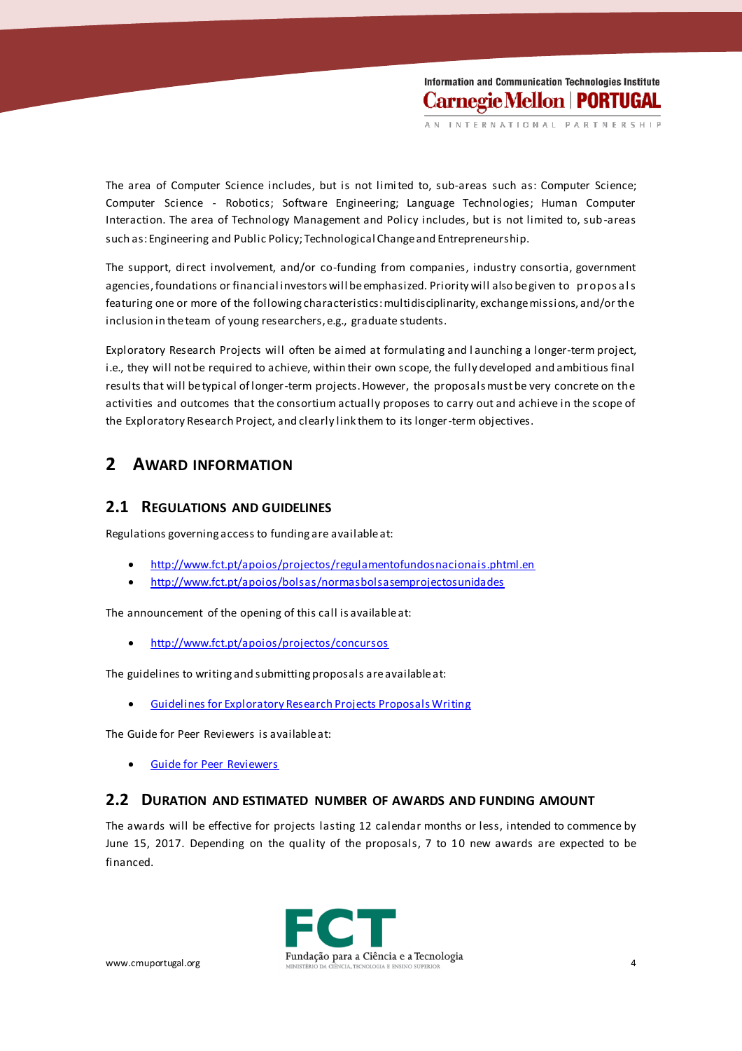The area of Computer Science includes, but is not limited to, sub-areas such as: Computer Science; Computer Science - Robotics; Software Engineering; Language Technologies; Human Computer Interaction. The area of Technology Management and Policy includes, but is not limited to, sub-areas such as: Engineering and Public Policy; Technological Change and Entrepreneurship.

The support, direct involvement, and/or co-funding from companies, industry consortia, government agencies, foundations or financial investors will be emphasized. Priority will also be given to proposals featuring one or more of the following characteristics: multidisciplinarity, exchange missions, and/or the inclusion in the team of young researchers, e.g., graduate students.

Exploratory Research Projects will often be aimed at formulating and launching a longer-term project, i.e., they will not be required to achieve, within their own scope, the fully developed and ambitious final results that will be typical of longer-term projects. However, the proposals must be very concrete on the activities and outcomes that the consortium actually proposes to carry out and achieve in the scope of the Exploratory Research Project, and clearly link them to its longer-term objectives.

# 2 Award Information

## 2.1 Regulations and Guidelines

Regulations governing access to funding are available at:

- [http://www.fct.pt/apoios/projectos/regulamentofundosnacionais.phtml.en](http://www.fct.pt/apoios/projectos/regulamentofundosnacionais.phtml.en)
- [http://www.fct.pt/apoios/bolsas/normasbolsasemprojectosunidades](http://www.fct.pt/apoios/bolsas/normasbolsasemprojectosunidades)

The announcement of the opening of this call is available at:

- [http://www.fct.pt/apoios/projectos/concursos](http://www.fct.pt/apoios/projectos/concursos)

The guidelines to writing and submitting proposals are available at:

- Guidelines for Exploratory Research Projects Proposals Writing

The Guide for Peer Reviewers is available at:

- Guide for Peer Reviewers

## 2.2 Duration and Estimated Number of Awards and Funding Amount

The awards will be effective for projects lasting 12 calendar months or less, intended to commence by June 15, 2017. Depending on the quality of the proposals, 7 to 10 new awards are expected to be financed.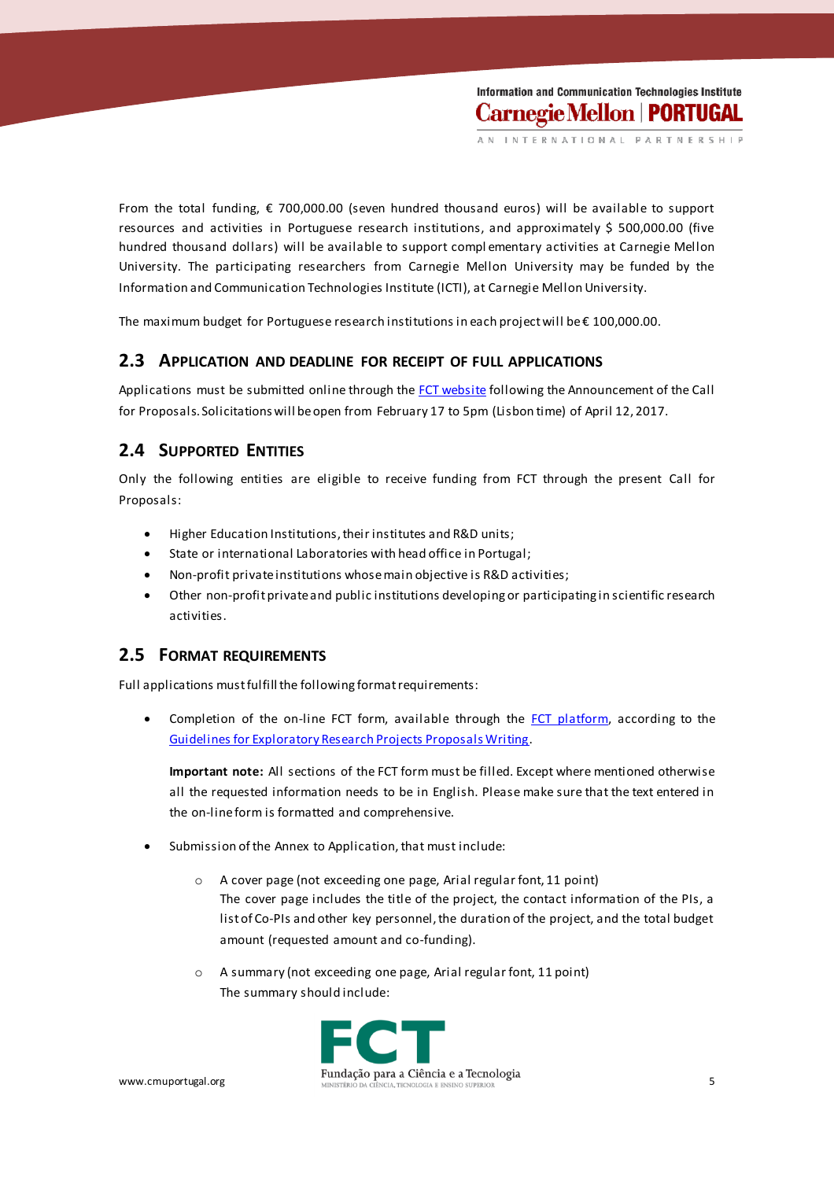From the total funding, € 700,000.00 (seven hundred thousand euros) will be available to support resources and activities in Portuguese research institutions, and approximately $ 500,000.00 (five hundred thousand dollars) will be available to support complementary activities at Carnegie Mellon University. The participating researchers from Carnegie Mellon University may be funded by the Information and Communication Technologies Institute (ICTI), at Carnegie Mellon University.

The maximum budget for Portuguese research institutions in each project will be € 100,000.00.

## 2.3 Application and deadline for receipt of full applications

Applications must be submitted online through the FCT website following the Announcement of the Call for Proposals. Solicitations will be open from February 17 to 5pm (Lisbon time) of April 12, 2017.

## 2.4 Supported Entities

Only the following entities are eligible to receive funding from FCT through the present Call for Proposals:

- Higher Education Institutions, their institutes and R&D units;
- State or international Laboratories with head office in Portugal;
- Non-profit private institutions whose main objective is R&D activities;
- Other non-profit private and public institutions developing or participating in scientific research activities.

## 2.5 Format requirements

Full applications must fulfill the following format requirements:

- Completion of the on-line FCT form, available through the FCT platform, according to the Guidelines for Exploratory Research Projects Proposals Writing.

  **Important note:** All sections of the FCT form must be filled. Except where mentioned otherwise all the requested information needs to be in English. Please make sure that the text entered in the on-line form is formatted and comprehensive.

- Submission of the Annex to Application, that must include:

  - A cover page (not exceeding one page, Arial regular font, 11 point)
    The cover page includes the title of the project, the contact information of the PIs, a list of Co-PIs and other key personnel, the duration of the project, and the total budget amount (requested amount and co-funding).

  - A summary (not exceeding one page, Arial regular font, 11 point)
    The summary should include: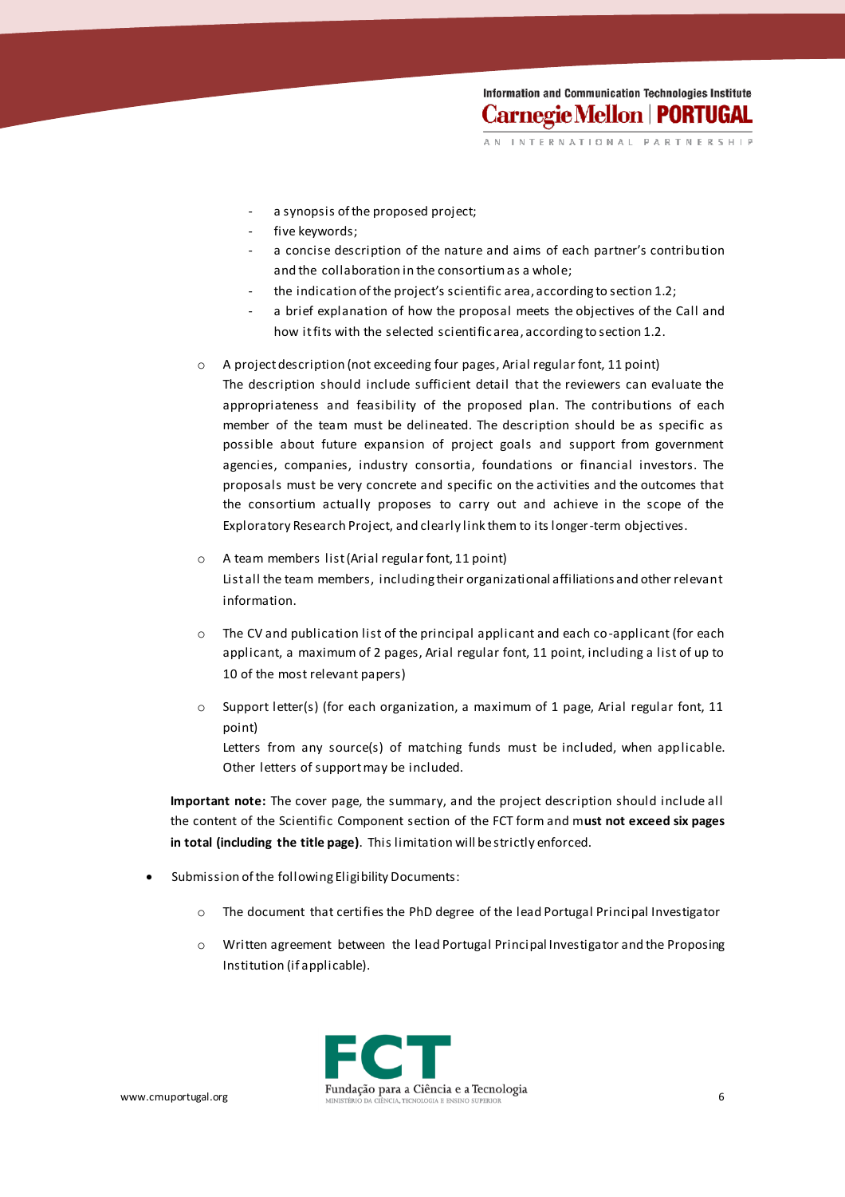- a synopsis of the proposed project;
  - five keywords;
  - a concise description of the nature and aims of each partner's contribution and the collaboration in the consortium as a whole;
  - the indication of the project's scientific area, according to section 1.2;
  - a brief explanation of how the proposal meets the objectives of the Call and how it fits with the selected scientific area, according to section 1.2.

- A project description (not exceeding four pages, Arial regular font, 11 point)
  The description should include sufficient detail that the reviewers can evaluate the appropriateness and feasibility of the proposed plan. The contributions of each member of the team must be delineated. The description should be as specific as possible about future expansion of project goals and support from government agencies, companies, industry consortia, foundations or financial investors. The proposals must be very concrete and specific on the activities and the outcomes that the consortium actually proposes to carry out and achieve in the scope of the Exploratory Research Project, and clearly link them to its longer-term objectives.

- A team members list (Arial regular font, 11 point)
  List all the team members, including their organizational affiliations and other relevant information.

- The CV and publication list of the principal applicant and each co-applicant (for each applicant, a maximum of 2 pages, Arial regular font, 11 point, including a list of up to 10 of the most relevant papers)

- Support letter(s) (for each organization, a maximum of 1 page, Arial regular font, 11 point)
  Letters from any source(s) of matching funds must be included, when applicable. Other letters of support may be included.

**Important note:** The cover page, the summary, and the project description should include all the content of the Scientific Component section of the FCT form and m**ust not exceed six pages in total (including the title page)**. This limitation will be strictly enforced.

- Submission of the following Eligibility Documents:

  - The document that certifies the PhD degree of the lead Portugal Principal Investigator

  - Written agreement between the lead Portugal Principal Investigator and the Proposing Institution (if applicable).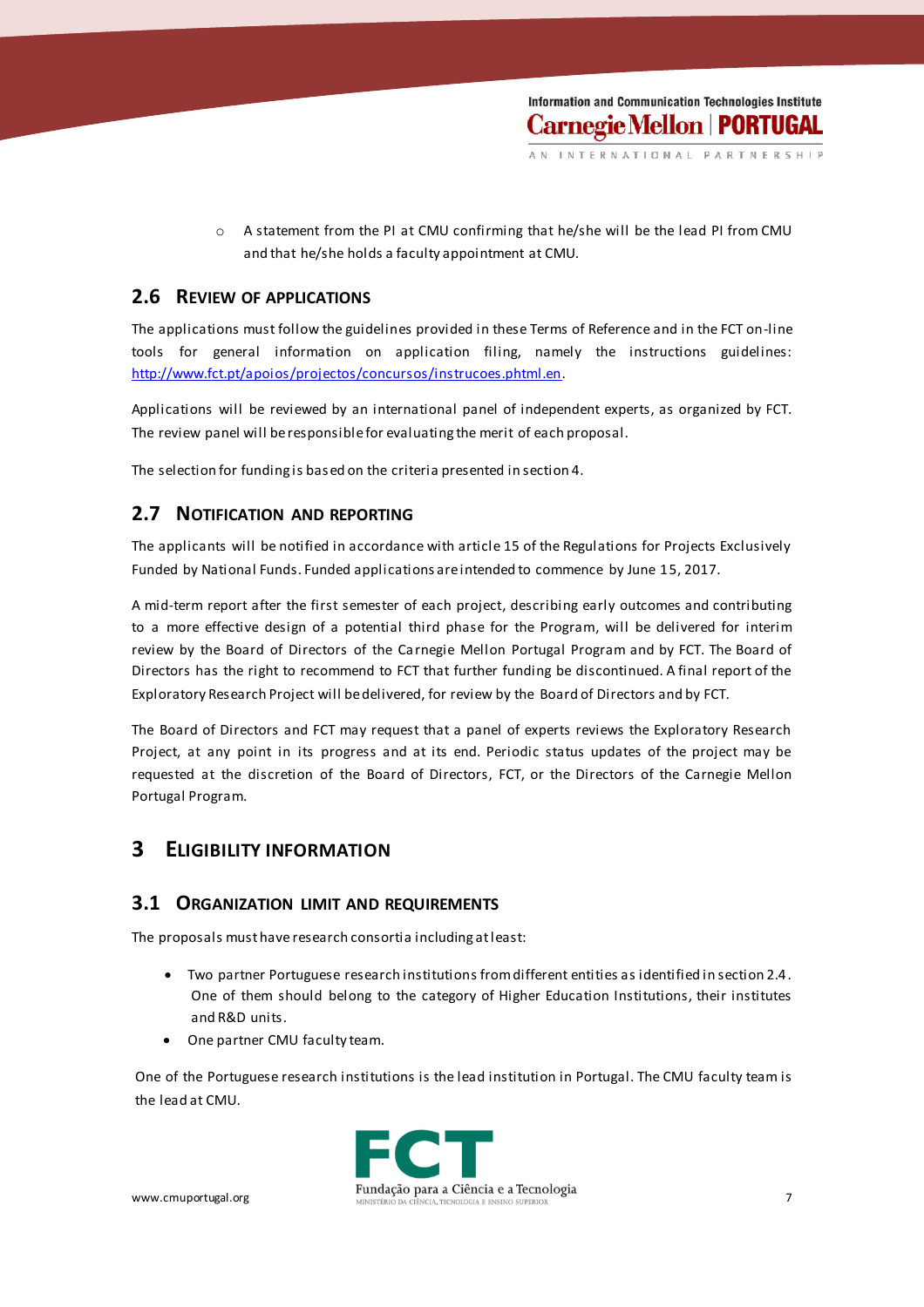- A statement from the PI at CMU confirming that he/she will be the lead PI from CMU and that he/she holds a faculty appointment at CMU.

## 2.6 Review of Applications

The applications must follow the guidelines provided in these Terms of Reference and in the FCT on-line tools for general information on application filing, namely the instructions guidelines: http://www.fct.pt/apoios/projectos/concursos/instrucoes.phtml.en.

Applications will be reviewed by an international panel of independent experts, as organized by FCT. The review panel will be responsible for evaluating the merit of each proposal.

The selection for funding is based on the criteria presented in section 4.

## 2.7 Notification and Reporting

The applicants will be notified in accordance with article 15 of the Regulations for Projects Exclusively Funded by National Funds. Funded applications are intended to commence by June 15, 2017.

A mid-term report after the first semester of each project, describing early outcomes and contributing to a more effective design of a potential third phase for the Program, will be delivered for interim review by the Board of Directors of the Carnegie Mellon Portugal Program and by FCT. The Board of Directors has the right to recommend to FCT that further funding be discontinued. A final report of the Exploratory Research Project will be delivered, for review by the Board of Directors and by FCT.

The Board of Directors and FCT may request that a panel of experts reviews the Exploratory Research Project, at any point in its progress and at its end. Periodic status updates of the project may be requested at the discretion of the Board of Directors, FCT, or the Directors of the Carnegie Mellon Portugal Program.

# 3 Eligibility Information

## 3.1 Organization Limit and Requirements

The proposals must have research consortia including at least:

- Two partner Portuguese research institutions from different entities as identified in section 2.4. One of them should belong to the category of Higher Education Institutions, their institutes and R&D units.
- One partner CMU faculty team.

One of the Portuguese research institutions is the lead institution in Portugal. The CMU faculty team is the lead at CMU.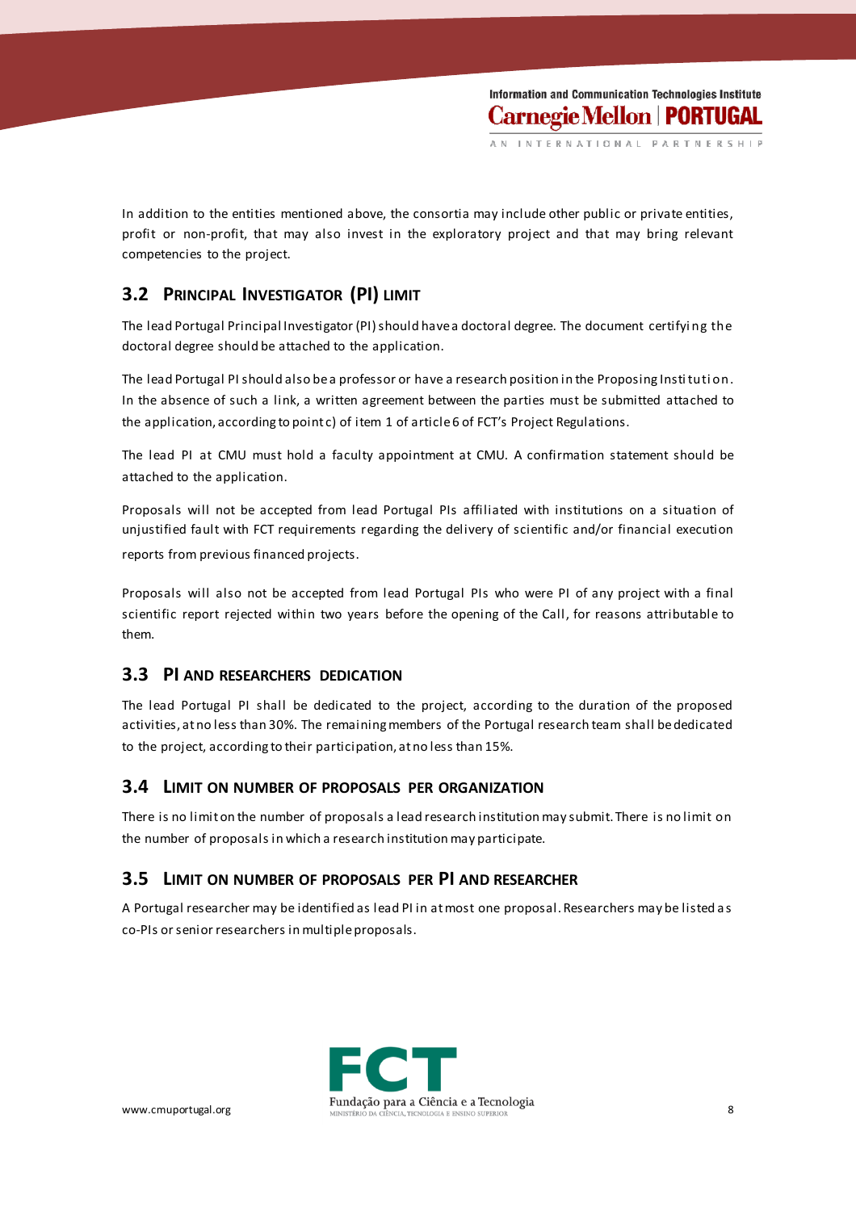In addition to the entities mentioned above, the consortia may include other public or private entities, profit or non-profit, that may also invest in the exploratory project and that may bring relevant competencies to the project.

## 3.2 Principal Investigator (PI) limit

The lead Portugal Principal Investigator (PI) should have a doctoral degree. The document certifying the doctoral degree should be attached to the application.

The lead Portugal PI should also be a professor or have a research position in the Proposing Institution. In the absence of such a link, a written agreement between the parties must be submitted attached to the application, according to point c) of item 1 of article 6 of FCT's Project Regulations.

The lead PI at CMU must hold a faculty appointment at CMU. A confirmation statement should be attached to the application.

Proposals will not be accepted from lead Portugal PIs affiliated with institutions on a situation of unjustified fault with FCT requirements regarding the delivery of scientific and/or financial execution reports from previous financed projects.

Proposals will also not be accepted from lead Portugal PIs who were PI of any project with a final scientific report rejected within two years before the opening of the Call, for reasons attributable to them.

## 3.3 PI and researchers dedication

The lead Portugal PI shall be dedicated to the project, according to the duration of the proposed activities, at no less than 30%. The remaining members of the Portugal research team shall be dedicated to the project, according to their participation, at no less than 15%.

## 3.4 Limit on number of proposals per organization

There is no limit on the number of proposals a lead research institution may submit. There is no limit on the number of proposals in which a research institution may participate.

## 3.5 Limit on number of proposals per PI and researcher

A Portugal researcher may be identified as lead PI in at most one proposal. Researchers may be listed as co-PIs or senior researchers in multiple proposals.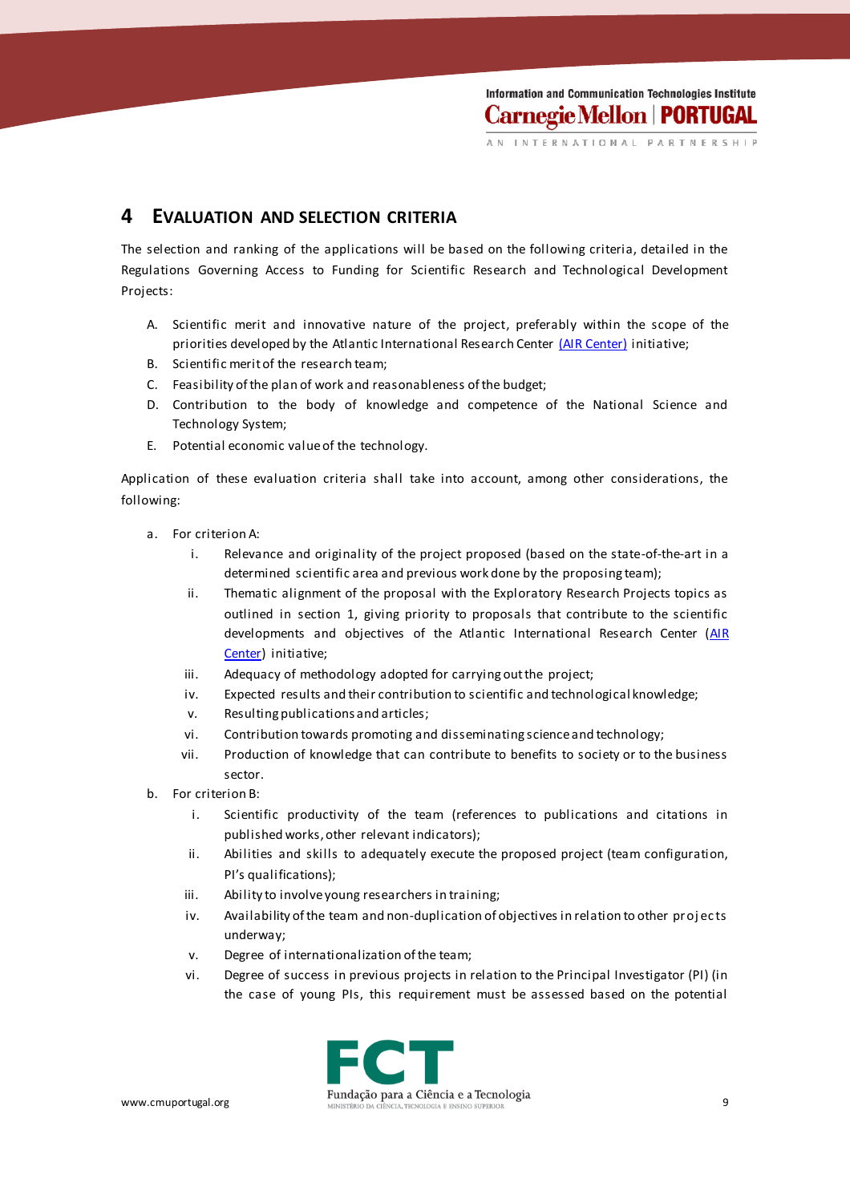## 4 Evaluation and Selection Criteria

The selection and ranking of the applications will be based on the following criteria, detailed in the Regulations Governing Access to Funding for Scientific Research and Technological Development Projects:

A. Scientific merit and innovative nature of the project, preferably within the scope of the priorities developed by the Atlantic International Research Center (AIR Center) initiative;
B. Scientific merit of the research team;
C. Feasibility of the plan of work and reasonableness of the budget;
D. Contribution to the body of knowledge and competence of the National Science and Technology System;
E. Potential economic value of the technology.

Application of these evaluation criteria shall take into account, among other considerations, the following:

a. For criterion A:
   i. Relevance and originality of the project proposed (based on the state-of-the-art in a determined scientific area and previous work done by the proposing team);
   ii. Thematic alignment of the proposal with the Exploratory Research Projects topics as outlined in section 1, giving priority to proposals that contribute to the scientific developments and objectives of the Atlantic International Research Center (AIR Center) initiative;
   iii. Adequacy of methodology adopted for carrying out the project;
   iv. Expected results and their contribution to scientific and technological knowledge;
   v. Resulting publications and articles;
   vi. Contribution towards promoting and disseminating science and technology;
   vii. Production of knowledge that can contribute to benefits to society or to the business sector.
b. For criterion B:
   i. Scientific productivity of the team (references to publications and citations in published works, other relevant indicators);
   ii. Abilities and skills to adequately execute the proposed project (team configuration, PI's qualifications);
   iii. Ability to involve young researchers in training;
   iv. Availability of the team and non-duplication of objectives in relation to other projects underway;
   v. Degree of internationalization of the team;
   vi. Degree of success in previous projects in relation to the Principal Investigator (PI) (in the case of young PIs, this requirement must be assessed based on the potential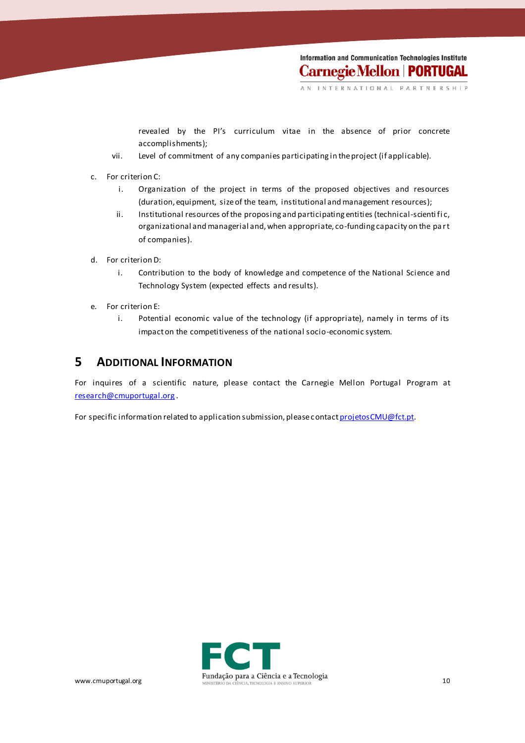revealed by the PI's curriculum vitae in the absence of prior concrete accomplishments);

vii. Level of commitment of any companies participating in the project (if applicable).

c. For criterion C:
   i. Organization of the project in terms of the proposed objectives and resources (duration, equipment, size of the team, institutional and management resources);
   ii. Institutional resources of the proposing and participating entities (technical-scientific, organizational and managerial and, when appropriate, co-funding capacity on the part of companies).

d. For criterion D:
   i. Contribution to the body of knowledge and competence of the National Science and Technology System (expected effects and results).

e. For criterion E:
   i. Potential economic value of the technology (if appropriate), namely in terms of its impact on the competitiveness of the national socio-economic system.

# 5 Additional Information

For inquires of a scientific nature, please contact the Carnegie Mellon Portugal Program at research@cmuportugal.org.

For specific information related to application submission, please contact projetosCMU@fct.pt.